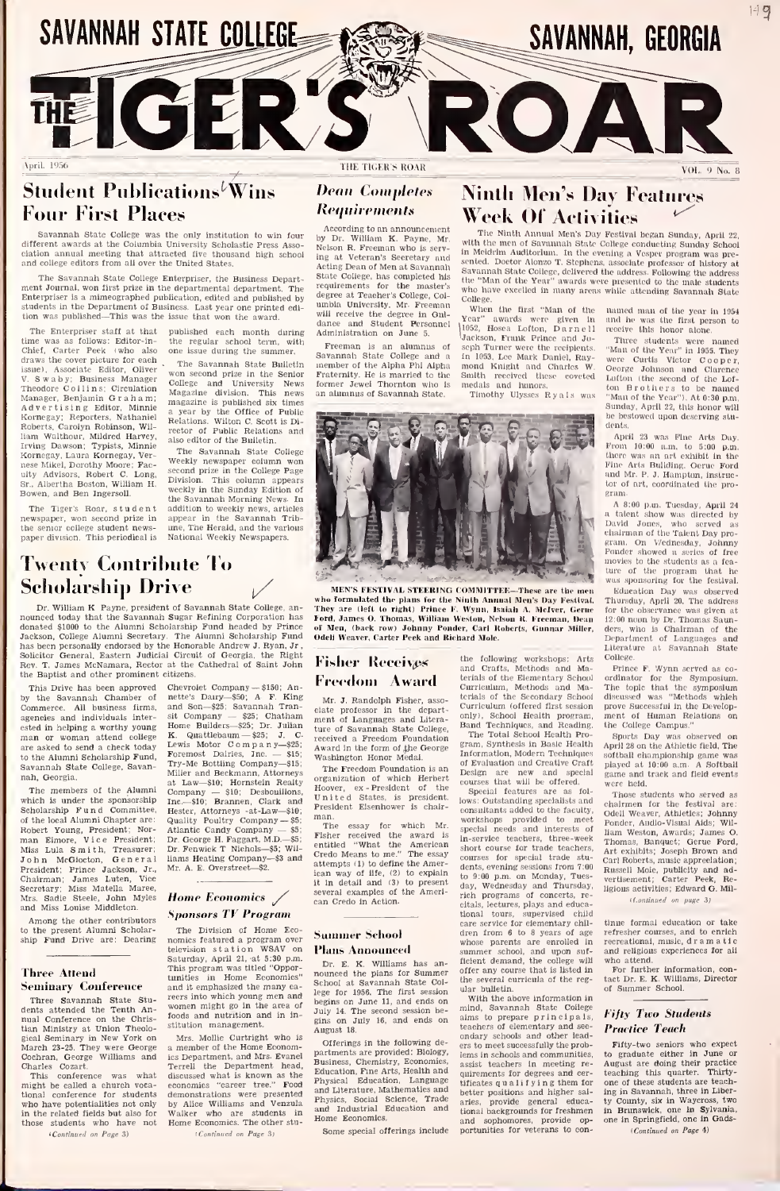# SAVANNAH STATE COLLEGE — THE TIGER'S ROAR — SAVANNAH, GEORGIA

April, 1956 — THE TIGER'S ROAR — VOL. 9 No. 8

## Student Publications Wins Four First Places

Savannah State College was the only institution to win four different awards at the Columbia University Scholastic Press Association annual meeting that attracted five thousand high school and college editors from all over the United States.

The Savannah State College Enterpriser, the Business Department Journal, won first prize in the departmental department. The Enterpriser is a mimeographed publication, edited and published by students in the Department of Business. Last year one printed edition was published—This was the issue that won the award.

The Enterpriser staff at that time was as follows: Editor-in-Chief, Carter Peek (who also draws the cover picture for each issue), Associate Editor, Oliver V. Swaby; Business Manager Theodore Collins; Circulation Manager, Benjamin Graham; Advertising Editor, Minnie Kornegay; Reporters, Nathaniel Roberts, Carolyn Robinson, William Wolthour, Mildred Harvey, Irving Dawson; Typists, Minnie Kornegay, Laura Kornegay, Vernese Mikel, Dorothy Moore; Faculty Advisors, Robert C. Long, Sr., Albertha Boston, William H. Bowen, and Ben Ingersoll.

The Tiger's Roar, student newspaper, won second prize in the senior college student newspaper division. This periodical is published each month during the regular school term, with one issue during the summer.

The Savannah State Bulletin won second prize in the Senior College and University News Magazine division. This news magazine is published six times a year by the Office of Public Relations. Wilton C. Scott is Director of Public Relations and also editor of the Bulletin.

The Savannah State College Weekly newspaper column won second prize in the College Page Division. This column appears weekly in the Sunday Edition of the Savannah Morning News. In addition to weekly news, articles appear in the Savannah Tribune, The Herald, and the various National Weekly Newspapers.

## Twenty Contribute To Scholarship Drive

Dr. William K. Payne, president of Savannah State College, announced today that the Savannah Sugar Refining Corporation has donated $1000 to the Alumni Scholarship Fund headed by Prince Jackson, College Alumni Secretary. The Alumni Scholarship Fund has been personally endorsed by the Honorable Andrew J. Ryan, Jr., Solicitor General, Eastern Judicial Circuit of Georgia, the Right Rev. T. James McNamara, Rector at the Cathedral of Saint John the Baptist and other prominent citizens.

This Drive has been approved by the Savannah Chamber of Commerce. All business firms, agencies and individuals interested in helping a worthy young man or woman attend college are asked to send a check today to the Alumni Scholarship Fund, Savannah State College, Savannah, Georgia.

The members of the Alumni which is under the sponsorship Scholarship Fund Committee, of the local Alumni Chapter are: Robert Young, President; Norman Elmore, Vice President; Miss Lula Smith, Treasurer; John McGlocton, General President; Prince Jackson, Jr., Chairman; James Luten, Vice Secretary; Miss Matella Maree, Mrs. Sadie Steele, John Myles and Miss Louise Middleton.

Among the other contributors to the present Alumni Scholarship Fund Drive are: Dearing Chevrolet Company—$150; Annette's Dairy—$50; A. F. King and Son—$25; Savannah Transit Company — $25; Chatham Home Builders—$25; Dr. Julian K. Quattlebaum—$25; J. C. Lewis Motor Company—$25; Foremost Dairies, Inc. — $15; Try-Me Bottling Company—$15; Miller and Beckmann, Attorneys at Law—$10; Hornstein Realty Company — $10; Desbouillons, Inc.—$10; Brannen, Clark and Hester, Attorneys -at-Law—$10; Quality Poultry Company — $5; Atlantic Candy Company — $5; Dr. George H. Faggart, M.D.—$5; Dr. Fenwick T Nichols—$5; Williams Heating Company—$3 and Mr. A. E. Overstreet—$2.

### Three Attend Seminary Conference

Three Savannah State Students attended the Tenth Annual Conference on the Christian Ministry at Union Theological Seminary in New York on March 23-25. They were George Cochran, George Williams and Charles Cozart.

This conference was what might be called a church vocational conference for students who have potentialities not only in the related fields but also for those students who have not

*(Continued on Page 3)*

### Dean Completes Requirements

According to an announcement by Dr. William K. Payne, Mr. Nelson R. Freeman who is serving at Veteran's Secretary and Acting Dean of Men at Savannah State College, has completed his requirements for the master's degree at Teacher's College, Columbia University. Mr. Freeman will receive the degree in Guidance and Student Personnel Administration on June 5.

Freeman is an alumnus of Savannah State College and a member of the Alpha Phi Alpha Fraternity. He is married to the former Jewel Thornton who is an alumnus of Savannah State.

### Home Economics Sponsors TV Program

The Division of Home Economics featured a program over television station WSAV on Saturday, April 21, at 5:30 p.m. This program was titled "Opportunities in Home Economics" and it emphasized the many careers into which young men and women might go in the area of foods and nutrition and in institution management.

Mrs. Mollie Curtright who is a member of the Home Economics Department, and Mrs. Evanel Terrell the Department head, discussed what is known as the economics "career tree." Food demonstrations were presented by Alice Williams and Venzula Walker who are students in Home Economics. The other stu-

*(Continued on Page 3)*

## Ninth Men's Day Features Week Of Activities

The Ninth Annual Men's Day Festival began Sunday, April 22, with the men of Savannah State College conducting Sunday School in Meldrim Auditorium. In the evening a Vesper program was presented. Doctor Alonzo T. Stephens, associate professor of history at Savannah State College, delivered the address. Following the address the "Man of the Year" awards were presented to the male students who have excelled in many areas while attending Savannah State College.

When the first "Man of the Year" awards were given in 1952, Hosea Lofton, Darnell Jackson, Frank Prince and Joseph Turner were the recipients. In 1953, Lee Mark Daniel, Raymond Knight and Charles W. Smith received these coveted medals and honors.

Timothy Ulysses Ryals was named man of the year in 1954 and he was the first person to receive this honor alone.

Three students were named "Man of the Year" in 1955. They were Curtis Victor Cooper, George Johnson and Clarence Lofton (the second of the Lofton Brothers to be named "Man of the Year"). At 6:30 p.m. Sunday, April 22, this honor will be bestowed upon deserving students.

April 23 was Fine Arts Day. From 10:00 a.m. to 5:00 p.m. there was an art exhibit in the Fine Arts Building. Gerue Ford and Mr. P. J. Hampton, instructor of art, coordinated the program.

A 8:00 p.m. Tuesday, April 24 a talent show was directed by David Jones, who served as chairman of the Talent Day program. On Wednesday, Johnny Ponder showed a series of free movies to the students as a feature of the program that he was sponsoring for the festival.

Education Day was observed Thursday, April 26. The address for the observance was given at 12:00 noon by Dr. Thomas Saunders, who is Chairman of the Department of Languages and Literature at Savannah State College.

Prince F. Wynn served as coordinator for the Symposium. The topic that the symposium discussed was "Methods which prove Successful in the Development of Human Relations on the College Campus."

Sports Day was observed on April 28 on the Athletic field. The softball championship game was played at 10:00 a.m. A Softball game and track and field events were held.

Those students who served as chairmen for the festival are: Odell Weaver, Athletics; Johnny Ponder, Audio-Visual Aids; William Weston, Awards; James O. Thomas, Banquet; Gerue Ford, Art exhibits; Joseph Brown and Carl Roberts, music appreciation; Russell Mole, publicity and advertisement; Carter Peek, Religious activities; Edward G. Mil-

*(Continued on page 3)*

MEN'S FESTIVAL STEERING COMMITTEE—These are the men who formulated the plans for the Ninth Annual Men's Day Festival. They are (left to right) Prince F. Wynn, Isaiah A. McIver, Gerue Ford, James O. Thomas, William Weston, Nelson R. Freeman, Dean of Men, (back row) Johnny Ponder, Carl Roberts, Gunnar Miller, Odell Weaver, Carter Peek and Richard Mole.

## Fisher Receives Freedom Award

Mr. J. Randolph Fisher, associate professor in the department of Languages and Literature of Savannah State College, received a Freedom Foundation Award in the form of the George Washington Honor Medal.

The Freedom Foundation is an organization of which Herbert Hoover, ex-President of the United States, is president. President Eisenhower is chairman.

The essay for which Mr. Fisher received the award is entitled "What the American Credo Means to me." The essay attempts (1) to define the American way of life, (2) to explain it in detail and (3) to present several examples of the American Credo in Action.

### Summer School Plans Announced

Dr. E. K. Williams has announced the plans for Summer School at Savannah State College for 1956. The first session begins on June 11, and ends on July 14. The second session begins on July 16, and ends on August 18.

Offerings in the following departments are provided: Biology, Business, Chemistry, Economics, Education, Fine Arts, Health and Physical Education, Language and Literature, Mathematics and Physics, Social Science, Trade and Industrial Education and Home Economics.

Some special offerings include the following workshops: Arts and Crafts, Methods and Materials of the Elementary School Curriculum, Methods and Materials of the Secondary School Curriculum (offered first session only), School Health program, Band Techniques, and Reading.

The Total School Health Program, Synthesis in Basic Health Information, Modern Techniques of Evaluation and Creative Craft Design are new and special courses that will be offered.

Special features are as follows: Outstanding specialists and consultants added to the faculty, workshops provided to meet special needs and interests of in-service teachers, three-week short course for trade teachers, courses for special trade students, evening sessions from 7:00 to 9:00 p.m. on Monday, Tuesday, Wednesday and Thursday, rich programs of concerts, recitals, lectures, plays and educational tours, supervised child care service for elementary children from 6 to 8 years of age whose parents are enrolled in summer school, and upon sufficient demand, the college will offer any course that is listed in the several curricula of the regular bulletin.

With the above information in mind, Savannah State College aims to prepare principals, teachers of elementary and secondary schools and other leaders to meet successfully the problems in schools and communities, assist teachers in meeting requirements for degrees and certificates qualifying them for better positions and higher salaries, provide general educational backgrounds for freshmen and sophomores, provide opportunities for veterans to continue formal education or take refresher courses, and to enrich recreational, music, dramatic and religious experiences for all who attend.

For further information, contact Dr. E. K. Williams, Director of Summer School.

### Fifty Two Students Practice Teach

Fifty-two seniors who expect to graduate either in June or August are doing their practice teaching this quarter. Thirty-one of these students are teaching in Savannah, three in Liberty County, six in Waycross, two in Brunswick, one in Sylvania, one in Springfield, one in Gads-

*(Continued on Page 4)*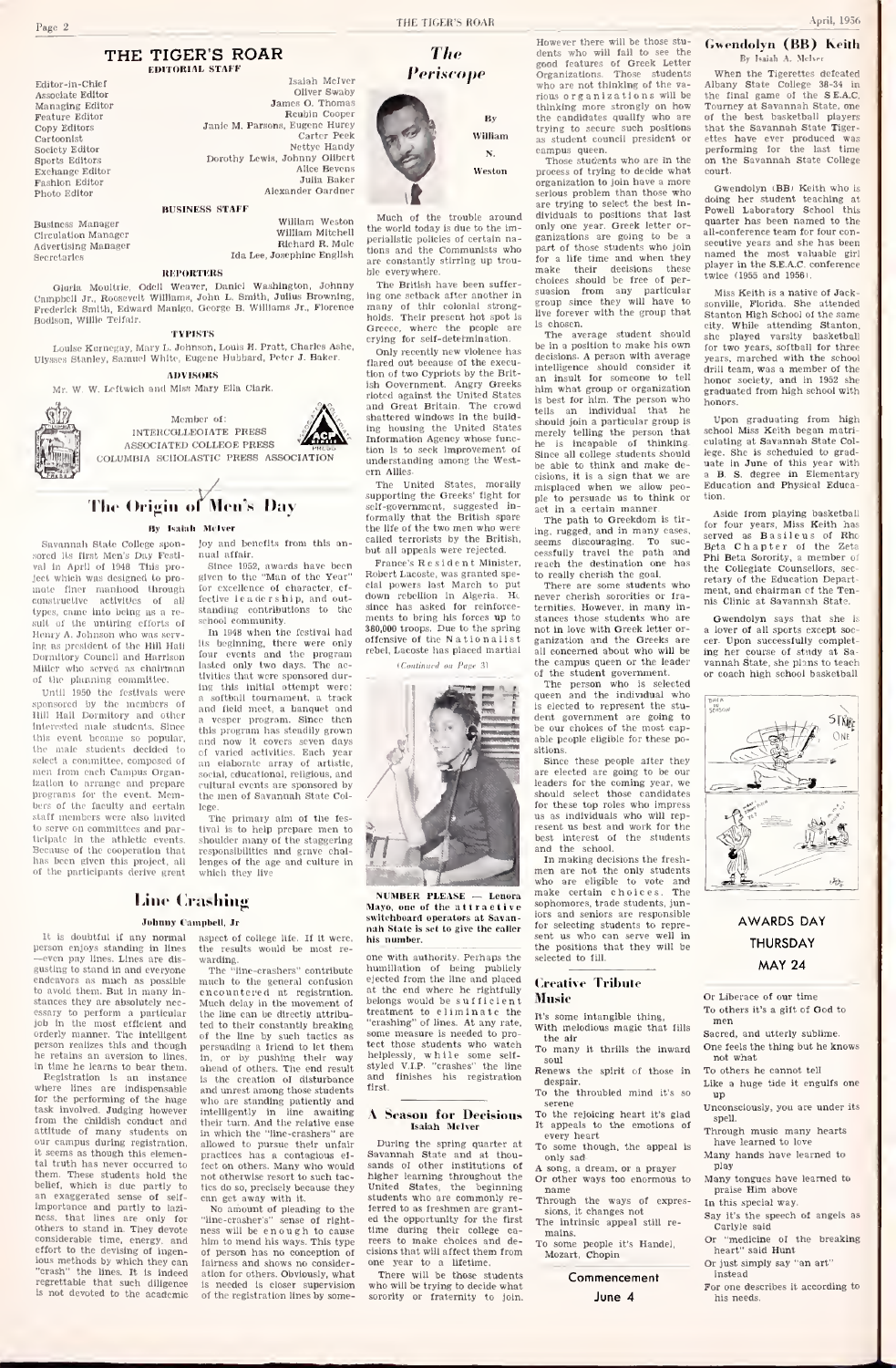# THE TIGER'S ROAR

## EDITORIAL STAFF

Editor-in-Chief — Isaiah McIver
Associate Editor — Oliver Swaby
Managing Editor — James O. Thomas
Feature Editor — Reubin Cooper
Copy Editors — Janie M. Parsons, Eugene Hurey
Cartoonist — Carter Peek
Society Editor — Nettye Handy
Sports Editors — Dorothy Lewis, Johnny Gilbert
Exchange Editor — Alice Bevens
Fashion Editor — Julia Baker
Photo Editor — Alexander Gardner

## BUSINESS STAFF

Business Manager — William Weston
Circulation Manager — William Mitchell
Advertising Manager — Richard R. Mole
Secretaries — Ida Lee, Josephine English

## REPORTERS

Gloria Moultrie, Odell Weaver, Daniel Washington, Johnny Campbell Jr., Roosevelt Williams, John L. Smith, Julius Browning, Frederick Smith, Edward Manigo, George B. Williams Jr., Florence Bodison, Willie Telfair.

## TYPISTS

Louise Kornegay, Mary L. Johnson, Louis H. Pratt, Charles Ashe, Ulysses Stanley, Samuel White, Eugene Hubbard, Peter J. Baker.

## ADVISORS

Mr. W. W. Leftwich and Miss Mary Ella Clark.

Member of:
INTERCOLLEGIATE PRESS
ASSOCIATED COLLEGE PRESS
COLUMBIA SCHOLASTIC PRESS ASSOCIATION

## The Origin of Men's Day

**By Isaiah McIver**

Savannah State College sponsored its first Men's Day Festival in April of 1948. This project which was designed to promote finer manhood through constructive activities of all types, came into being as a result of the untiring efforts of Henry A. Johnson who was serving as president of the Hill Hall Dormitory Council and Harrison Miller who served as chairman of the planning committee.

Until 1950 the festivals were sponsored by the members of Hill Hall Dormitory and other interested male students. Since this event became so popular, the male students decided to select a committee, composed of men from each Campus Organization to arrange and prepare programs for the event. Members of the faculty and certain staff members were also invited to serve on committees and participate in the athletic events. Because of the cooperation that has been given this project, all of the participants derive great joy and benefits from this annual affair.

Since 1952, awards have been given to the "Man of the Year" for excellence of character, effective leadership, and outstanding contributions to the school community.

In 1948 when the festival had its beginning, there were only four events and the program lasted only two days. The activities that were sponsored during this initial attempt were: a softball tournament, a track and field meet, a banquet and a vesper program. Since then this program has steadily grown and now it covers seven days of varied activities. Each year an elaborate array of artistic, social, educational, religious, and cultural events are sponsored by the men of Savannah State College.

The primary aim of the festival is to help prepare men to shoulder many of the staggering responsibilities and grave challenges of the age and culture in which they live.

## Line Crashing

**Johnny Campbell, Jr**

It is doubtful if any normal person enjoys standing in lines —even pay lines. Lines are disgusting to stand in and everyone endeavors as much as possible to avoid them. But in many instances they are absolutely necessary to perform a particular job in the most efficient and orderly manner. The intelligent person realizes this and though he retains an aversion to lines, in time he learns to bear them.

Registration is an instance where lines are indispensable for the performing of the huge task involved. Judging however from the childish conduct and attitude of many students on our campus during registration, it seems as though this elemental truth has never occurred to them. These students hold the belief, which is due partly to an exaggerated sense of self-importance and partly to laziness, that lines are only for others to stand in. They devote considerable time, energy, and effort to the devising of ingenious methods by which they can "crash" the lines. It is indeed regrettable that such diligence is not devoted to the academic aspect of college life. If it were, the results would be most rewarding.

The "line-crashers" contribute much to the general confusion encountered at registration. Much delay in the movement of the line can be directly attributed to their constantly breaking of the line by such tactics as persuading a friend to let them in, or by pushing their way ahead of others. The end result is the creation of disturbance and unrest among those students who are standing patiently and intelligently in line awaiting their turn. And the relative ease in which the "line-crashers" are allowed to pursue their unfair practices has a contagious effect on others. Many who would not otherwise resort to such tactics do so, precisely because they can get away with it.

No amount of pleading to the "line-crasher's" sense of rightness will be enough to cause him to mend his ways. This type of person has no conception of fairness and shows no consideration for others. Obviously, what is needed is closer supervision by someone with authority. Perhaps the humiliation of being publicly ejected from the line and placed at the end where he rightfully belongs would be sufficient treatment to eliminate the "crashing" of lines. At any rate, some measure is needed to protect those students who watch helplessly, while some self-styled V.I.P. "crashes" the line and finishes his registration first.

## The Periscope

**By William N. Weston**

Much of the trouble around the world today is due to the imperialistic policies of certain nations and the Communists who are constantly stirring up trouble everywhere.

The British have been suffering one setback after another in many of their colonial strongholds. Their present hot spot is Greece, where the people are crying for self-determination.

Only recently new violence has flared out because of the execution of two Cypriots by the British Government. Angry Greeks rioted against the United States and Great Britain. The crowd shattered windows in the building housing the United States Information Agency whose function is to seek improvement of understanding among the Western Allies.

The United States, morally supporting the Greeks' fight for self-government, suggested informally that the British spare the life of the two men who were called terrorists by the British, but all appeals were rejected.

France's Resident Minister, Robert Lacoste, was granted special powers last March to put down rebellion in Algeria. He since has asked for reinforcements to bring his forces up to 380,000 troops. Due to the spring offensive of the Nationalist rebel, Lacoste has placed martial

*(Continued on Page 3)*

**NUMBER PLEASE — Lenora Mayo, one of the attractive switchboard operators at Savannah State is set to give the caller his number.**

## A Season for Decisions

**Isaiah McIver**

During the spring quarter at Savannah State and at thousands of other institutions of higher learning throughout the United States, the beginning students who are commonly referred to as freshmen are granted the opportunity for the first time during their college careers to make choices and decisions that will affect them from one year to a lifetime.

There will be those students who will be trying to decide what sorority or fraternity to join. However there will be those students who will fail to see the good features of Greek Letter Organizations. Those students who are not thinking of the various organizations will be thinking more strongly on how the candidates qualify who are trying to secure such positions as student council president or campus queen.

Those students who are in the process of trying to decide what organization to join have a more serious problem than those who are trying to select the best individuals to positions that last only one year. Greek letter organizations are going to be a part of those students who join for a life time and when they make their decisions these choices should be free of persuasion from any particular group since they will have to live forever with the group that is chosen.

The average student should be in a position to make his own decisions. A person with average intelligence should consider it an insult for someone to tell him what group or organization is best for him. The person who tells an individual that he should join a particular group is merely telling the person that he is incapable of thinking. Since all college students should be able to think and make decisions, it is a sign that we are misplaced when we allow people to persuade us to think or act in a certain manner.

The path to Greekdom is tiring, rugged, and in many cases, seems discouraging. To successfully travel the path and reach the destination one has to really cherish the goal.

There are some students who never cherish sororities or fraternities. However, in many instances those students who are not in love with Greek letter organization and the Greeks are all concerned about who will be the campus queen or the leader of the student government.

The person who is selected queen and the individual who is elected to represent the student government are going to be our choices of the most capable people eligible for these positions.

Since these people after they are elected are going to be our leaders for the coming year, we should select those candidates for these top roles who impress us as individuals who will represent us best and work for the best interest of the students and the school.

In making decisions the freshmen are not the only students who are eligible to vote and make certain choices. The sophomores, trade students, juniors and seniors are responsible for selecting students to represent us who can serve well in the positions that they will be selected to fill.

## Creative Tribute

**Music**

It's some intangible thing,
With melodious magic that fills the air
To many it thrills the inward soul
Renews the spirit of those in despair.
To the throubled mind it's so serene
To the rejoicing heart it's glad
It appeals to the emotions of every heart
To some though, the appeal is only sad
A song, a dream, or a prayer
Or other ways too enormous to name
Through the ways of expressions, it changes not
The intrinsic appeal still remains.
To some people it's Handel, Mozart, Chopin
Or Liberace of our time
To others it's a gift of God to men
Sacred, and utterly sublime.
One feels the thing but he knows not what
To others he cannot tell
Like a huge tide it engulfs one up
Unconsciously, you are under its spell.
Through music many hearts have learned to love
Many hands have learned to play
Many tongues have learned to praise Him above
In this special way.
Say it's the speech of angels as Carlyle said
Or "medicine of the breaking heart" said Hunt
Or just simply say "an art" instead
For one describes it according to his needs.

**Commencement**
**June 4**

## Gwendolyn (BB) Keith

**By Isaiah A. McIver**

When the Tigerettes defeated Albany State College 38-34 in the final game of the S.E.A.C. Tourney at Savannah State, one of the best basketball players that the Savannah State Tigerettes have ever produced was performing for the last time on the Savannah State College court.

Gwendolyn (BB) Keith who is doing her student teaching at Powell Laboratory School this quarter has been named to the all-conference team for four consecutive years and she has been named the most valuable girl player in the S.E.A.C. conference twice (1955 and 1956).

Miss Keith is a native of Jacksonville, Florida. She attended Stanton High School of the same city. While attending Stanton, she played varsity basketball for two years, softball for three years, marched with the school drill team, was a member of the honor society, and in 1952 she graduated from high school with honors.

Upon graduating from high school Miss Keith began matriculating at Savannah State College. She is scheduled to graduate in June of this year with a B. S. degree in Elementary Education and Physical Education.

Aside from playing basketball for four years, Miss Keith has served as Basileus of Rho Beta Chapter of the Zeta Phi Beta Sorority, a member of the Collegiate Counsellors, secretary of the Education Department, and chairman of the Tennis Clinic at Savannah State.

Gwendolyn says that she is a lover of all sports except soccer. Upon successfully completing her course of study at Savannah State, she plans to teach or coach high school basketball.

**AWARDS DAY**
**THURSDAY**
**MAY 24**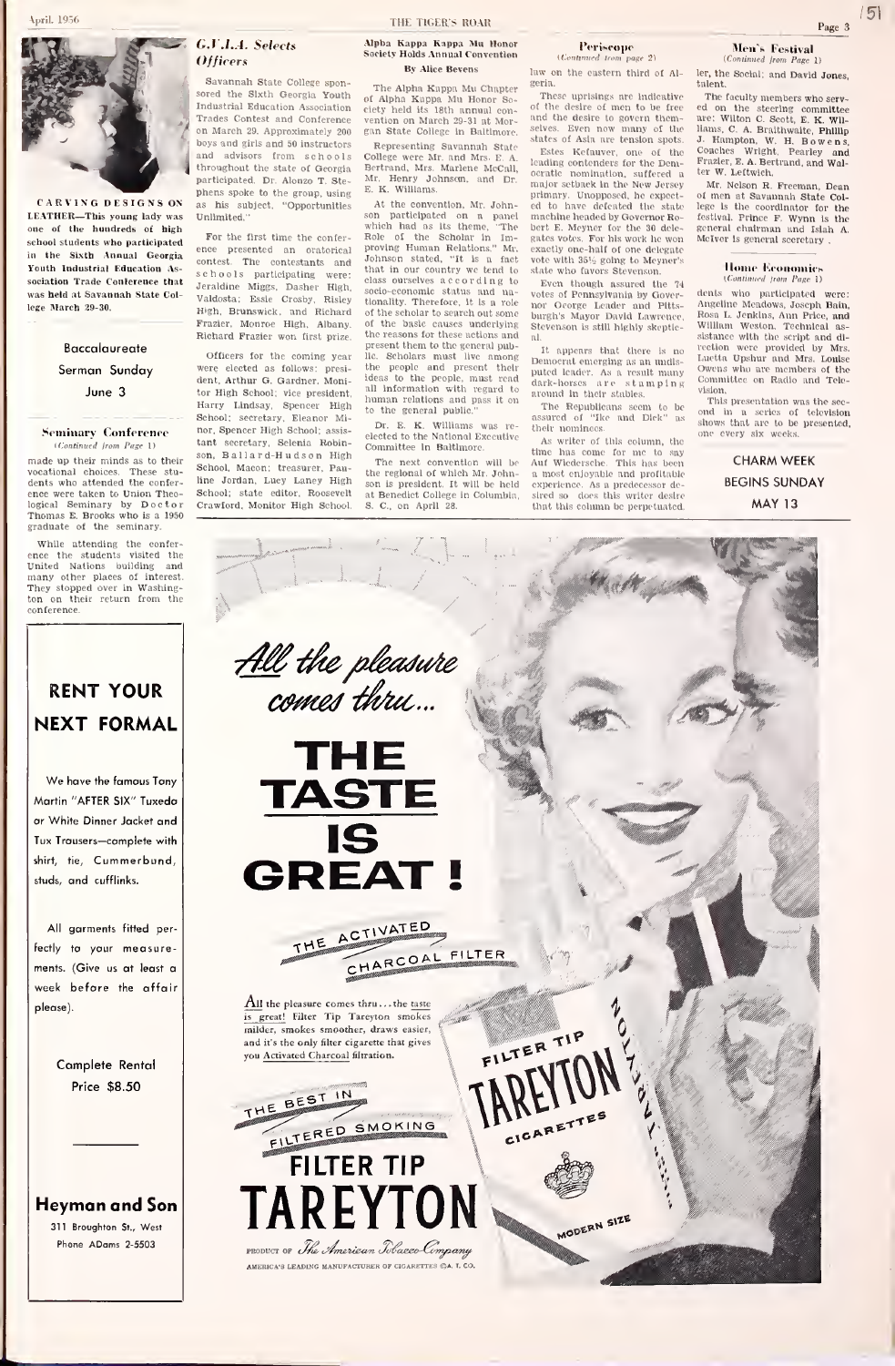CARVING DESIGNS ON LEATHER—This young lady was one of the hundreds of high school students who participated in the Sixth Annual Georgia Youth Industrial Education Association Trade Conference that was held at Savannah State College March 29-30.

**Baccalaureate Serman Sunday June 3**

### Seminary Conference

(Continued from Page 1)

made up their minds as to their vocational choices. These students who attended the conference were taken to Union Theological Seminary by Doctor Thomas E. Brooks who is a 1950 graduate of the seminary.

While attending the conference the students visited the United Nations building and many other places of interest. They stopped over in Washington on their return from the conference.

## G.Y.I.A. Selects Officers

Savannah State College sponsored the Sixth Georgia Youth Industrial Education Association Trades Contest and Conference on March 29. Approximately 200 boys and girls and 50 instructors and advisors from schools throughout the state of Georgia participated. Dr. Alonzo T. Stephens spoke to the group, using as his subject, "Opportunities Unlimited."

For the first time the conference presented an oratorical contest. The contestants and schools participating were: Jeraldine Miggs, Dasher High, Valdosta; Essie Crosby, Risley High, Brunswick, and Richard Frazier, Monroe High, Albany. Richard Frazier won first prize.

Officers for the coming year were elected as follows: president, Arthur G. Gardner, Monitor High School; vice president, Harry Lindsay, Spencer High School; secretary, Eleanor Minor, Spencer High School; assistant secretary, Selenia Robinson, Ballard-Hudson High School, Macon; treasurer, Pauline Jordan, Lucy Laney High School; state editor, Roosevelt Crawford, Monitor High School.

## Alpha Kappa Kappa Mu Honor Society Holds Annual Convention

By Alice Bevens

The Alpha Kappa Mu Chapter of Alpha Kappa Mu Honor Society held its 18th annual convention on March 29-31 at Morgan State College in Baltimore.

Representing Savannah State College were Mr. and Mrs. E. A. Bertrand, Mrs. Marlene McCall, Mr. Henry Johnson, and Dr. E. K. Williams.

At the convention, Mr. Johnson participated on a panel which had as its theme, "The Role of the Scholar in Improving Human Relations." Mr. Johnson stated, "It is a fact that in our country we tend to class ourselves according to socio-economic status and nationality. Therefore, it is a role of the scholar to search out some of the basic causes underlying the reasons for these actions and present them to the general public. Scholars must live among the people and present their ideas to the people, must read all information with regard to human relations and pass it on to the general public."

Dr. E. K. Williams was re-elected to the National Executive Committee in Baltimore.

The next convention will be the regional of which Mr. Johnson is president. It will be held at Benedict College in Columbia, S. C., on April 28.

## Periscope

(Continued from page 2)

law on the eastern third of Algeria.

These uprisings are indicative of the desire of men to be free and the desire to govern themselves. Even now many of the states of Asia are tension spots.

Estes Kefauver, one of the leading contenders for the Democratic nomination, suffered a major setback in the New Jersey primary. Unopposed, he expected to have defeated the state machine headed by Governor Robert E. Meyner for the 36 delegates votes. For his work he won exactly one-half of one delegate vote with 35½ going to Meyner's state who favors Stevenson.

Even though assured the 74 votes of Pennsylvania by Governor George Leader and Pittsburgh's Mayor David Lawrence, Stevenson is still highly skeptical.

It appears that there is no Democrat emerging as an undisputed leader. As a result many dark-horses are stamping around in their stables.

The Republicans seem to be assured of "Ike and Dick" as their nominees.

As writer of this column, the time has come for me to say Auf Wiedersehe. This has been a most enjoyable and profitable experience. As a predecessor desired so does this writer desire that this column be perpetuated.

## Men's Festival

(Continued from Page 1)

ler, the Social; and David Jones, talent.

The faculty members who served on the steering committee are: Wilton C. Scott, E. K. Williams, C. A. Braithwaite, Phillip J. Hampton, W. H. Bowens, Coaches Wright, Pearley and Frazier, E. A. Bertrand, and Walter W. Leftwich.

Mr. Nelson R. Freeman, Dean of men at Savannah State College is the coordinator for the festival. Prince F. Wynn is the general chairman and Isiah A. McIver is general secretary.

## Home Economics

(Continued from Page 1)

dents who participated were: Angeline Meadows, Joseph Bain, Rosa L. Jenkins, Ann Price, and William Weston. Technical assistance with the script and direction were provided by Mrs. Luetta Upshur and Mrs. Louise Owens who are members of the Committee on Radio and Television.

This presentation was the second in a series of television shows that are to be presented, one every six weeks.

**CHARM WEEK BEGINS SUNDAY MAY 13**

## RENT YOUR NEXT FORMAL

We have the famous Tony Martin "AFTER SIX" Tuxedo or White Dinner Jacket and Tux Trousers—complete with shirt, tie, Cummerbund, studs, and cufflinks.

All garments fitted perfectly to your measurements. (Give us at least a week before the affair please).

Complete Rental Price $8.50

**Heyman and Son**
311 Broughton St., West
Phone ADams 2-5503

*All the pleasure comes thru...*

# THE TASTE IS GREAT!

THE ACTIVATED CHARCOAL FILTER

All the pleasure comes thru ... the taste is great! Filter Tip Tareyton smokes milder, smokes smoother, draws easier, and it's the only filter cigarette that gives you Activated Charcoal filtration.

THE BEST IN FILTERED SMOKING

## FILTER TIP TAREYTON

PRODUCT OF *The American Tobacco Company* AMERICA'S LEADING MANUFACTURER OF CIGARETTES ©A. T. CO.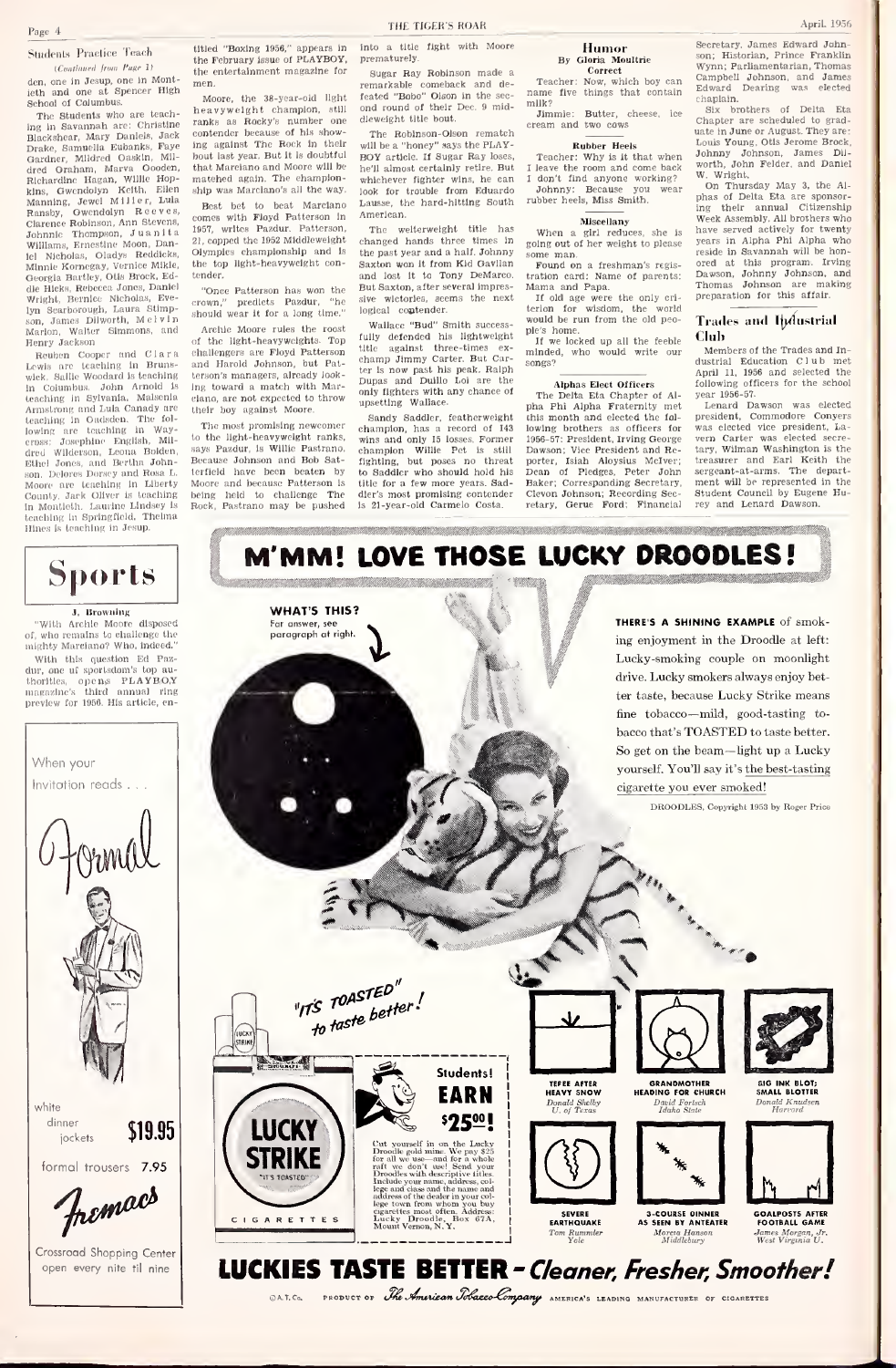## Students Practice Teach

*(Continued from Page 1)*

den, one in Jesup, one in Montieth and one at Spencer High School of Columbus.

The Students who are teaching in Savannah are: Christine Blackshear, Mary Daniels, Jack Drake, Samuella Eubanks, Faye Gardner, Mildred Oaskin, Mildred Graham, Marva Gooden, Richardine Hagan, Willie Hopkins, Gwendolyn Keith, Ellen Manning, Jewel Miller, Lula Ransby, Gwendolyn Reeves, Clarence Robinson, Ann Stevens, Johnnie Thompson, Juanita Williams, Ernestine Moon, Daniel Nicholas, Gladys Reddicks, Minnie Kornegay, Vernice Mikle, Georgia Bartley, Otis Brock, Eddie Hicks, Rebecca Jones, Daniel Wright, Bernice Nicholas, Evelyn Scarborough, Laura Stimpson, James Dilworth, Melvin Marion, Walter Simmons, and Henry Jackson

Reuben Cooper and Clara Lewis are teaching in Brunswick. Sallie Woodard is teaching in Columbus. John Arnold is teaching in Sylvania, Malsenia Armstrong and Lula Canady are teaching in Gadsden. The following are teaching in Waycross: Josephine English, Mildred Wilderson, Leona Bolden, Ethel Jones, and Berthia Johnson. Delores Dorsey and Rosa L. Moore are teaching in Liberty County. Jack Oliver is teaching in Montieth. Laurine Lindsey is teaching in Springfield. Thelma Hines is teaching in Jesup.

# Sports

**J. Browning**

"With Archie Moore disposed of, who remains to challenge the mighty Marciano? Who, indeed."

With this question Ed Pazdur, one of sportsdom's top authorities, opens PLAYBOY magazine's third annual ring preview for 1956. His article, entitled "Boxing 1956," appears in the February issue of PLAYBOY, the entertainment magazine for men.

Moore, the 38-year-old light heavyweight champion, still ranks as Rocky's number one contender because of his showing against The Rock in their bout last year. But it is doubtful that Marciano and Moore will be matched again. The championship was Marciano's all the way.

Best bet to beat Marciano comes with Floyd Patterson in 1957, writes Pazdur. Patterson, 21, copped the 1952 Middleweight Olympics championship and is the top light-heavyweight contender.

"Once Patterson has won the crown," predicts Pazdur, "he should wear it for a long time."

Archie Moore rules the roost of the light-heavyweights. Top challengers are Floyd Patterson and Harold Johnson, but Patterson's managers, already looking toward a match with Marciano, are not expected to throw their boy against Moore.

The most promising newcomer to the light-heavyweight ranks, says Pazdur, is Willie Pastrano. Because Johnson and Bob Satterfield have been beaten by Moore and because Patterson is being held to challenge The Rock, Pastrano may be pushed into a title fight with Moore prematurely.

Sugar Ray Robinson made a remarkable comeback and defeated "Bobo" Olson in the second round of their Dec. 9 middleweight title bout.

The Robinson-Olson rematch will be a "honey" says the PLAYBOY article. If Sugar Ray loses, he'll almost certainly retire. But whichever fighter wins, he can look for trouble from Eduardo Lausse, the hard-hitting South American.

The welterweight title has changed hands three times in the past year and a half. Johnny Saxton won it from Kid Gavilan and lost it to Tony DeMarco. But Saxton, after several impressive victories, seems the next logical contender.

Wallace "Bud" Smith successfully defended his lightweight title against three-times ex-champ Jimmy Carter. But Carter is now past his peak. Ralph Dupas and Duilio Loi are the only fighters with any chance of upsetting Wallace.

Sandy Saddler, featherweight champion, has a record of 143 wins and only 15 losses. Former champion Willie Pet is still fighting, but poses no threat to Saddler who should hold his title for a few more years. Saddler's most promising contender is 21-year-old Carmelo Costa.

## Humor

**By Gloria Moultrie**

**Correct**

Teacher: Now, which boy can name five things that contain milk?

Jimmie: Butter, cheese, ice cream and two cows

**Rubber Heels**

Teacher: Why is it that when I leave the room and come back I don't find anyone working?

Johnny: Because you wear rubber heels, Miss Smith.

**Miscellany**

When a girl reduces, she is going out of her weight to please some man.

Found on a freshman's registration card: Name of parents: Mama and Papa.

If old age were the only criterion for wisdom, the world would be run from the old people's home.

If we locked up all the feeble minded, who would write our songs?

## Alphas Elect Officers

The Delta Eta Chapter of Alpha Phi Alpha Fraternity met this month and elected the following brothers as officers for 1956-57: President, Irving George Dawson; Vice President and Reporter, Isiah Aloysius McIver; Dean of Pledges, Peter John Baker; Corresponding Secretary, Clevon Johnson; Recording Secretary, Gerue Ford; Financial Secretary, James Edward Johnson; Historian, Prince Franklin Wynn; Parliamentarian, Thomas Campbell Johnson, and James Edward Dearing was elected chaplain.

Six brothers of Delta Eta Chapter are scheduled to graduate in June or August. They are: Louis Young, Otis Jerome Brock, Johnny Johnson, James Dilworth, John Felder, and Daniel W. Wright.

On Thursday May 3, the Alphas of Delta Eta are sponsoring their annual Citizenship Week Assembly. All brothers who have served actively for twenty years in Alpha Phi Alpha who reside in Savannah will be honored at this program. Irving Dawson, Johnny Johnson, and Thomas Johnson are making preparation for this affair.

## Trades and Industrial Club

Members of the Trades and Industrial Education Club met April 11, 1956 and selected the following officers for the school year 1956-57.

Lenard Dawson was elected president, Commodore Conyers was elected vice president, Lavern Carter was elected secretary, Wilman Washington is the treasurer and Earl Keith the sergeant-at-arms. The department will be represented in the Student Council by Eugene Hurey and Lenard Dawson.

When your Invitation reads . . .

Formal

white dinner jackets $19.95

formal trousers 7.95

Fremacs

Crossroad Shopping Center
open every nite til nine

## M'MM! LOVE THOSE LUCKY DROODLES!

WHAT'S THIS? For answer, see paragraph at right.

THERE'S A SHINING EXAMPLE of smoking enjoyment in the Droodle at left: Lucky-smoking couple on moonlight drive. Lucky smokers always enjoy better taste, because Lucky Strike means fine tobacco—mild, good-tasting tobacco that's TOASTED to taste better. So get on the beam—light up a Lucky yourself. You'll say it's the best-tasting cigarette you ever smoked!

DROODLES, Copyright 1953 by Roger Price

"IT'S TOASTED" to taste better!

LUCKY STRIKE CIGARETTES

Students! EARN $25.00!

Cut yourself in on the Lucky Droodle gold mine. We pay $25 for all we use—and for a whole raft we don't use! Send your Droodles with descriptive titles. Include your name, address, college and class and the name and address of the dealer in your college town from whom you buy cigarettes most often. Address: Lucky Droodle, Box 67A, Mount Vernon, N. Y.

TEEPEE AFTER HEAVY SNOW — Donald Shelby, U. of Texas

GRANDMOTHER HEADING FOR CHURCH — David Fortsch, Idaho State

BIG INK BLOT; SMALL BLOTTER — Donald Knudsen, Harvard

SEVERE EARTHQUAKE — Tom Rummler, Yale

3-COURSE DINNER AS SEEN BY ANTEATER — Morena Hanson, Middlebury

GOALPOSTS AFTER FOOTBALL GAME — James Morgan, Jr., West Virginia U.

## LUCKIES TASTE BETTER - Cleaner, Fresher, Smoother!

©A.T.Co. PRODUCT OF The American Tobacco Company AMERICA'S LEADING MANUFACTURER OF CIGARETTES